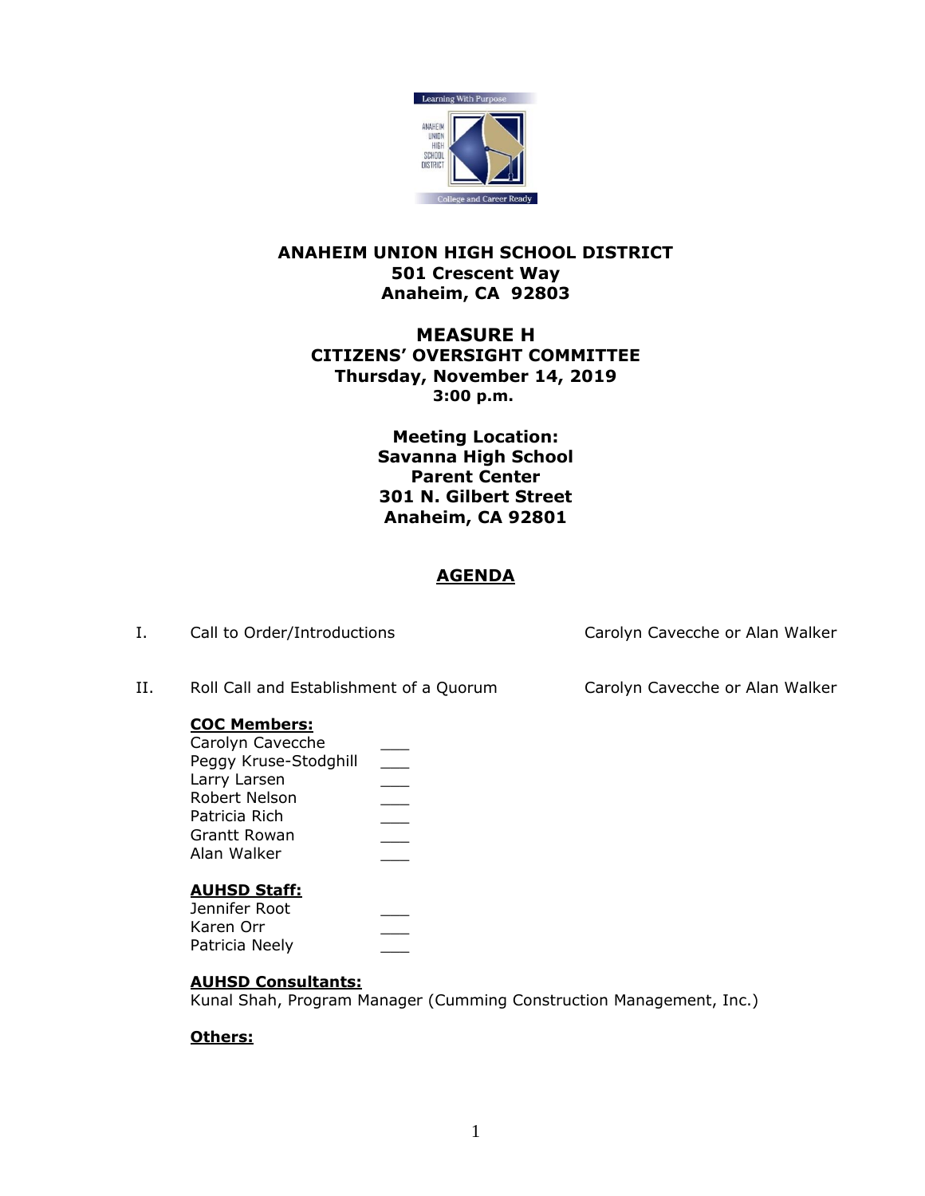**ANAHEIM UNION HIGH SCHOOL DISTRICT**
**501 Crescent Way**
**Anaheim, CA 92803**

# MEASURE H
## CITIZENS' OVERSIGHT COMMITTEE
**Thursday, November 14, 2019**
**3:00 p.m.**

**Meeting Location:**
**Savanna High School**
**Parent Center**
**301 N. Gilbert Street**
**Anaheim, CA 92801**

## AGENDA

I. Call to Order/Introductions — Carolyn Cavecche or Alan Walker

II. Roll Call and Establishment of a Quorum — Carolyn Cavecche or Alan Walker

**COC Members:**

Carolyn Cavecche ___
Peggy Kruse-Stodghill ___
Larry Larsen ___
Robert Nelson ___
Patricia Rich ___
Grantt Rowan ___
Alan Walker ___

**AUHSD Staff:**

Jennifer Root ___
Karen Orr ___
Patricia Neely ___

**AUHSD Consultants:**

Kunal Shah, Program Manager (Cumming Construction Management, Inc.)

**Others:**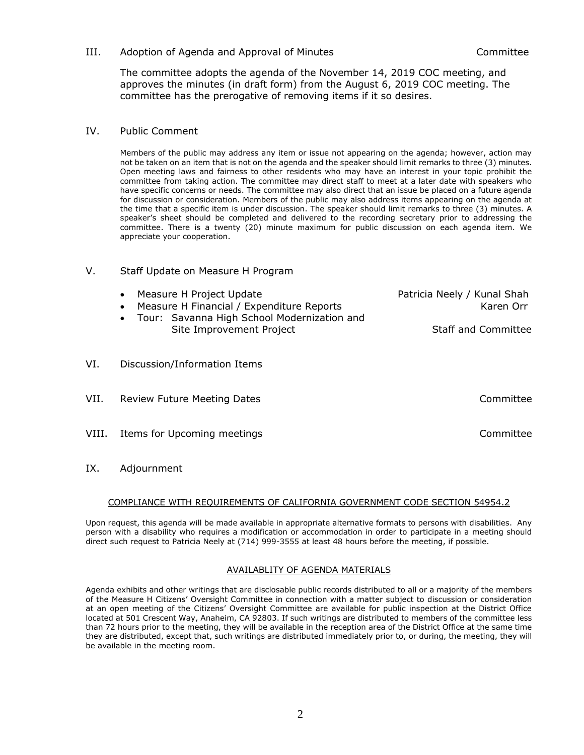III. Adoption of Agenda and Approval of Minutes — Committee

The committee adopts the agenda of the November 14, 2019 COC meeting, and approves the minutes (in draft form) from the August 6, 2019 COC meeting. The committee has the prerogative of removing items if it so desires.

IV. Public Comment

Members of the public may address any item or issue not appearing on the agenda; however, action may not be taken on an item that is not on the agenda and the speaker should limit remarks to three (3) minutes. Open meeting laws and fairness to other residents who may have an interest in your topic prohibit the committee from taking action. The committee may direct staff to meet at a later date with speakers who have specific concerns or needs. The committee may also direct that an issue be placed on a future agenda for discussion or consideration. Members of the public may also address items appearing on the agenda at the time that a specific item is under discussion. The speaker should limit remarks to three (3) minutes. A speaker's sheet should be completed and delivered to the recording secretary prior to addressing the committee. There is a twenty (20) minute maximum for public discussion on each agenda item. We appreciate your cooperation.

V. Staff Update on Measure H Program

- Measure H Project Update — Patricia Neely / Kunal Shah
- Measure H Financial / Expenditure Reports — Karen Orr
- Tour: Savanna High School Modernization and Site Improvement Project — Staff and Committee

VI. Discussion/Information Items

VII. Review Future Meeting Dates — Committee

VIII. Items for Upcoming meetings — Committee

IX. Adjournment

COMPLIANCE WITH REQUIREMENTS OF CALIFORNIA GOVERNMENT CODE SECTION 54954.2

Upon request, this agenda will be made available in appropriate alternative formats to persons with disabilities. Any person with a disability who requires a modification or accommodation in order to participate in a meeting should direct such request to Patricia Neely at (714) 999-3555 at least 48 hours before the meeting, if possible.

AVAILABLITY OF AGENDA MATERIALS

Agenda exhibits and other writings that are disclosable public records distributed to all or a majority of the members of the Measure H Citizens' Oversight Committee in connection with a matter subject to discussion or consideration at an open meeting of the Citizens' Oversight Committee are available for public inspection at the District Office located at 501 Crescent Way, Anaheim, CA 92803. If such writings are distributed to members of the committee less than 72 hours prior to the meeting, they will be available in the reception area of the District Office at the same time they are distributed, except that, such writings are distributed immediately prior to, or during, the meeting, they will be available in the meeting room.